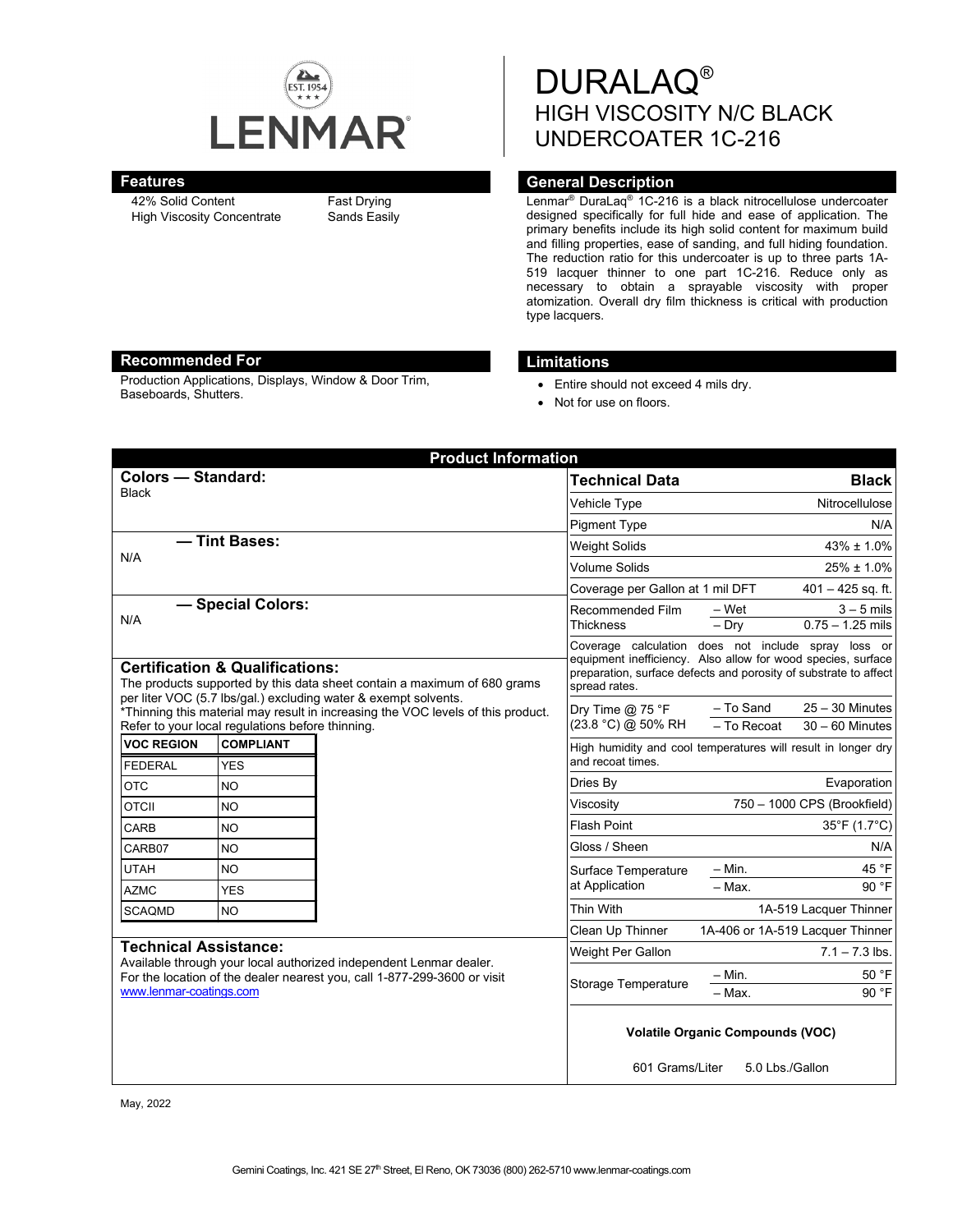# DURALAQ®
## HIGH VISCOSITY N/C BLACK UNDERCOATER 1C-216

## Features

- 42% Solid Content
- High Viscosity Concentrate
- Fast Drying
- Sands Easily

## General Description

Lenmar® DuraLaq® 1C-216 is a black nitrocellulose undercoater designed specifically for full hide and ease of application. The primary benefits include its high solid content for maximum build and filling properties, ease of sanding, and full hiding foundation. The reduction ratio for this undercoater is up to three parts 1A-519 lacquer thinner to one part 1C-216. Reduce only as necessary to obtain a sprayable viscosity with proper atomization. Overall dry film thickness is critical with production type lacquers.

## Recommended For

Production Applications, Displays, Window & Door Trim, Baseboards, Shutters.

## Limitations

- Entire should not exceed 4 mils dry.
- Not for use on floors.

## Product Information

### Colors — Standard:

Black

### — Tint Bases:

N/A

### — Special Colors:

N/A

### Certification & Qualifications:

The products supported by this data sheet contain a maximum of 680 grams per liter VOC (5.7 lbs/gal.) excluding water & exempt solvents.
*Thinning this material may result in increasing the VOC levels of this product. Refer to your local regulations before thinning.

| VOC REGION | COMPLIANT |
|---|---|
| FEDERAL | YES |
| OTC | NO |
| OTCII | NO |
| CARB | NO |
| CARB07 | NO |
| UTAH | NO |
| AZMC | YES |
| SCAQMD | NO |

### Technical Assistance:

Available through your local authorized independent Lenmar dealer. For the location of the dealer nearest you, call 1-877-299-3600 or visit www.lenmar-coatings.com

| Technical Data | | Black |
|---|---|---|
| Vehicle Type | | Nitrocellulose |
| Pigment Type | | N/A |
| Weight Solids | | 43% ± 1.0% |
| Volume Solids | | 25% ± 1.0% |
| Coverage per Gallon at 1 mil DFT | | 401 – 425 sq. ft. |
| Recommended Film Thickness | – Wet | 3 – 5 mils |
| | – Dry | 0.75 – 1.25 mils |
| Coverage calculation does not include spray loss or equipment inefficiency. Also allow for wood species, surface preparation, surface defects and porosity of substrate to affect spread rates. | | |
| Dry Time @ 75 °F (23.8 °C) @ 50% RH | – To Sand | 25 – 30 Minutes |
| | – To Recoat | 30 – 60 Minutes |
| High humidity and cool temperatures will result in longer dry and recoat times. | | |
| Dries By | | Evaporation |
| Viscosity | | 750 – 1000 CPS (Brookfield) |
| Flash Point | | 35°F (1.7°C) |
| Gloss / Sheen | | N/A |
| Surface Temperature at Application | – Min. | 45 °F |
| | – Max. | 90 °F |
| Thin With | | 1A-519 Lacquer Thinner |
| Clean Up Thinner | | 1A-406 or 1A-519 Lacquer Thinner |
| Weight Per Gallon | | 7.1 – 7.3 lbs. |
| Storage Temperature | – Min. | 50 °F |
| | – Max. | 90 °F |

**Volatile Organic Compounds (VOC)**

601 Grams/Liter 5.0 Lbs./Gallon

May, 2022

Gemini Coatings, Inc. 421 SE 27th Street, El Reno, OK 73036 (800) 262-5710 www.lenmar-coatings.com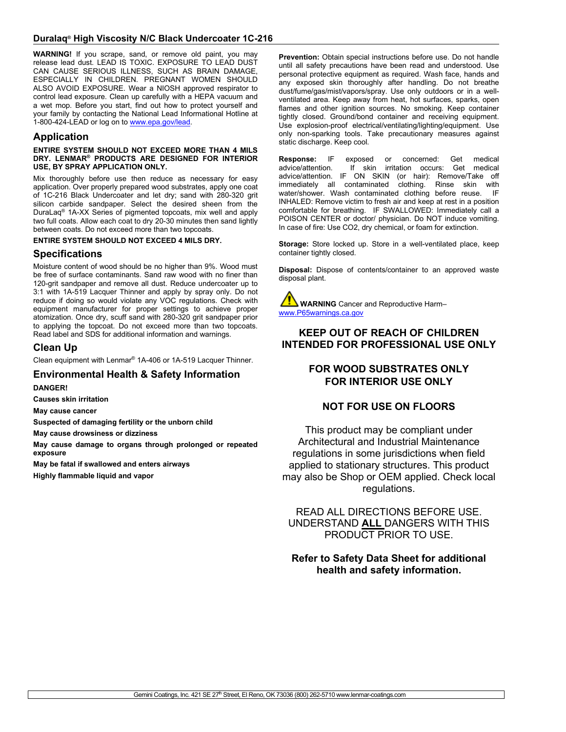## Duralaq® High Viscosity N/C Black Undercoater 1C-216

**WARNING!** If you scrape, sand, or remove old paint, you may release lead dust. LEAD IS TOXIC. EXPOSURE TO LEAD DUST CAN CAUSE SERIOUS ILLNESS, SUCH AS BRAIN DAMAGE, ESPECIALLY IN CHILDREN. PREGNANT WOMEN SHOULD ALSO AVOID EXPOSURE. Wear a NIOSH approved respirator to control lead exposure. Clean up carefully with a HEPA vacuum and a wet mop. Before you start, find out how to protect yourself and your family by contacting the National Lead Informational Hotline at 1-800-424-LEAD or log on to www.epa.gov/lead.

### Application

**ENTIRE SYSTEM SHOULD NOT EXCEED MORE THAN 4 MILS DRY. LENMAR® PRODUCTS ARE DESIGNED FOR INTERIOR USE, BY SPRAY APPLICATION ONLY.**

Mix thoroughly before use then reduce as necessary for easy application. Over properly prepared wood substrates, apply one coat of 1C-216 Black Undercoater and let dry; sand with 280-320 grit silicon carbide sandpaper. Select the desired sheen from the DuraLaq® 1A-XX Series of pigmented topcoats, mix well and apply two full coats. Allow each coat to dry 20-30 minutes then sand lightly between coats. Do not exceed more than two topcoats.

**ENTIRE SYSTEM SHOULD NOT EXCEED 4 MILS DRY.**

### Specifications

Moisture content of wood should be no higher than 9%. Wood must be free of surface contaminants. Sand raw wood with no finer than 120-grit sandpaper and remove all dust. Reduce undercoater up to 3:1 with 1A-519 Lacquer Thinner and apply by spray only. Do not reduce if doing so would violate any VOC regulations. Check with equipment manufacturer for proper settings to achieve proper atomization. Once dry, scuff sand with 280-320 grit sandpaper prior to applying the topcoat. Do not exceed more than two topcoats. Read label and SDS for additional information and warnings.

### Clean Up

Clean equipment with Lenmar® 1A-406 or 1A-519 Lacquer Thinner.

### Environmental Health & Safety Information

**DANGER!**

**Causes skin irritation**

**May cause cancer**

**Suspected of damaging fertility or the unborn child**

**May cause drowsiness or dizziness**

**May cause damage to organs through prolonged or repeated exposure**

**May be fatal if swallowed and enters airways**

**Highly flammable liquid and vapor**

**Prevention:** Obtain special instructions before use. Do not handle until all safety precautions have been read and understood. Use personal protective equipment as required. Wash face, hands and any exposed skin thoroughly after handling. Do not breathe dust/fume/gas/mist/vapors/spray. Use only outdoors or in a well-ventilated area. Keep away from heat, hot surfaces, sparks, open flames and other ignition sources. No smoking. Keep container tightly closed. Ground/bond container and receiving equipment. Use explosion-proof electrical/ventilating/lighting/equipment. Use only non-sparking tools. Take precautionary measures against static discharge. Keep cool.

**Response:** IF exposed or concerned: Get medical advice/attention. If skin irritation occurs: Get medical advice/attention. IF ON SKIN (or hair): Remove/Take off immediately all contaminated clothing. Rinse skin with water/shower. Wash contaminated clothing before reuse. IF INHALED: Remove victim to fresh air and keep at rest in a position comfortable for breathing. IF SWALLOWED: Immediately call a POISON CENTER or doctor/ physician. Do NOT induce vomiting. In case of fire: Use CO2, dry chemical, or foam for extinction.

**Storage:** Store locked up. Store in a well-ventilated place, keep container tightly closed.

**Disposal:** Dispose of contents/container to an approved waste disposal plant.

**WARNING** Cancer and Reproductive Harm– www.P65warnings.ca.gov

**KEEP OUT OF REACH OF CHILDREN**
**INTENDED FOR PROFESSIONAL USE ONLY**

**FOR WOOD SUBSTRATES ONLY**
**FOR INTERIOR USE ONLY**

**NOT FOR USE ON FLOORS**

This product may be compliant under Architectural and Industrial Maintenance regulations in some jurisdictions when field applied to stationary structures. This product may also be Shop or OEM applied. Check local regulations.

READ ALL DIRECTIONS BEFORE USE. UNDERSTAND **ALL** DANGERS WITH THIS PRODUCT PRIOR TO USE.

**Refer to Safety Data Sheet for additional health and safety information.**

Gemini Coatings, Inc. 421 SE 27th Street, El Reno, OK 73036 (800) 262-5710 www.lenmar-coatings.com